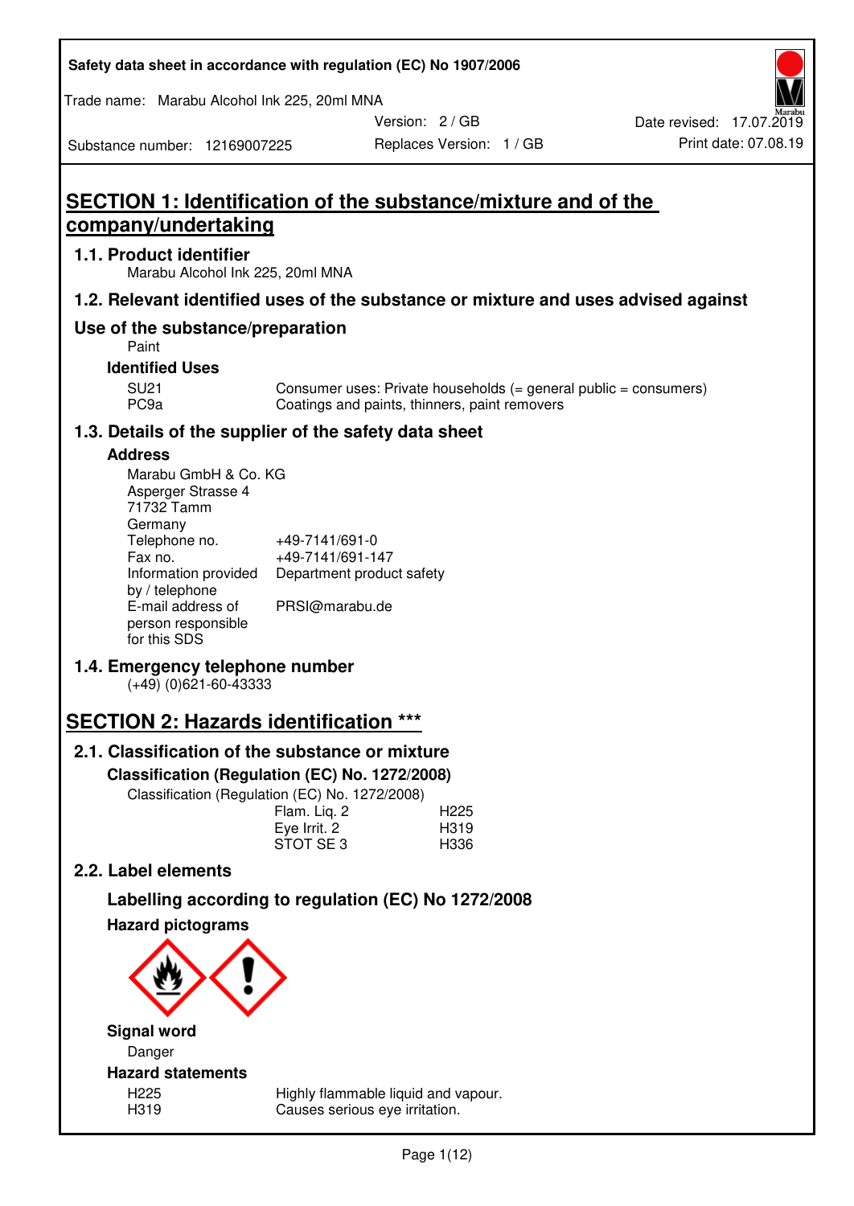Safety data sheet in accordance with regulation (EC) No 1907/2006

Trade name: Marabu Alcohol Ink 225, 20ml MNA

| Substance number: 12169007225 | Version: 2 / GB | Date revised: 17.07.2019 |
| --- | --- | --- |
| | Replaces Version: 1 / GB | Print date: 07.08.19 |

# SECTION 1: Identification of the substance/mixture and of the company/undertaking

## 1.1. Product identifier

Marabu Alcohol Ink 225, 20ml MNA

## 1.2. Relevant identified uses of the substance or mixture and uses advised against

## Use of the substance/preparation

Paint

### Identified Uses

| | |
| --- | --- |
| SU21 | Consumer uses: Private households (= general public = consumers) |
| PC9a | Coatings and paints, thinners, paint removers |

## 1.3. Details of the supplier of the safety data sheet

### Address

Marabu GmbH & Co. KG
Asperger Strasse 4
71732 Tamm
Germany

| | |
| --- | --- |
| Telephone no. | +49-7141/691-0 |
| Fax no. | +49-7141/691-147 |
| Information provided by / telephone | Department product safety |
| E-mail address of person responsible for this SDS | PRSI@marabu.de |

## 1.4. Emergency telephone number

(+49) (0)621-60-43333

# SECTION 2: Hazards identification ***

## 2.1. Classification of the substance or mixture

### Classification (Regulation (EC) No. 1272/2008)

Classification (Regulation (EC) No. 1272/2008)

| | |
| --- | --- |
| Flam. Liq. 2 | H225 |
| Eye Irrit. 2 | H319 |
| STOT SE 3 | H336 |

## 2.2. Label elements

### Labelling according to regulation (EC) No 1272/2008

### Hazard pictograms

### Signal word

Danger

### Hazard statements

| | |
| --- | --- |
| H225 | Highly flammable liquid and vapour. |
| H319 | Causes serious eye irritation. |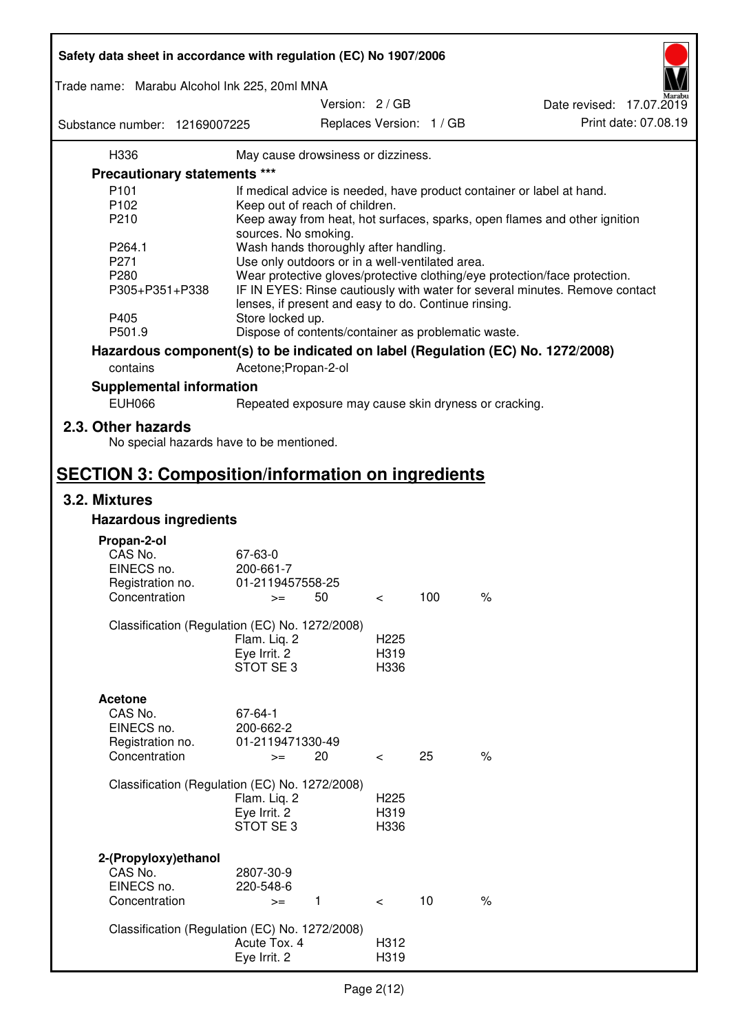| | |
|---|---|
| H336 | May cause drowsiness or dizziness. |

**Precautionary statements \*\*\***

| | |
|---|---|
| P101 | If medical advice is needed, have product container or label at hand. |
| P102 | Keep out of reach of children. |
| P210 | Keep away from heat, hot surfaces, sparks, open flames and other ignition sources. No smoking. |
| P264.1 | Wash hands thoroughly after handling. |
| P271 | Use only outdoors or in a well-ventilated area. |
| P280 | Wear protective gloves/protective clothing/eye protection/face protection. |
| P305+P351+P338 | IF IN EYES: Rinse cautiously with water for several minutes. Remove contact lenses, if present and easy to do. Continue rinsing. |
| P405 | Store locked up. |
| P501.9 | Dispose of contents/container as problematic waste. |

**Hazardous component(s) to be indicated on label (Regulation (EC) No. 1272/2008)**

| | |
|---|---|
| contains | Acetone;Propan-2-ol |

**Supplemental information**

| | |
|---|---|
| EUH066 | Repeated exposure may cause skin dryness or cracking. |

## 2.3. Other hazards

No special hazards have to be mentioned.

# SECTION 3: Composition/information on ingredients

## 3.2. Mixtures

### Hazardous ingredients

**Propan-2-ol**

| | | | | | |
|---|---|---|---|---|---|
| CAS No. | 67-63-0 | | | | |
| EINECS no. | 200-661-7 | | | | |
| Registration no. | 01-2119457558-25 | | | | |
| Concentration | >= | 50 | < | 100 | % |

Classification (Regulation (EC) No. 1272/2008)

| | |
|---|---|
| Flam. Liq. 2 | H225 |
| Eye Irrit. 2 | H319 |
| STOT SE 3 | H336 |

**Acetone**

| | | | | | |
|---|---|---|---|---|---|
| CAS No. | 67-64-1 | | | | |
| EINECS no. | 200-662-2 | | | | |
| Registration no. | 01-2119471330-49 | | | | |
| Concentration | >= | 20 | < | 25 | % |

Classification (Regulation (EC) No. 1272/2008)

| | |
|---|---|
| Flam. Liq. 2 | H225 |
| Eye Irrit. 2 | H319 |
| STOT SE 3 | H336 |

**2-(Propyloxy)ethanol**

| | | | | | |
|---|---|---|---|---|---|
| CAS No. | 2807-30-9 | | | | |
| EINECS no. | 220-548-6 | | | | |
| Concentration | >= | 1 | < | 10 | % |

Classification (Regulation (EC) No. 1272/2008)

| | |
|---|---|
| Acute Tox. 4 | H312 |
| Eye Irrit. 2 | H319 |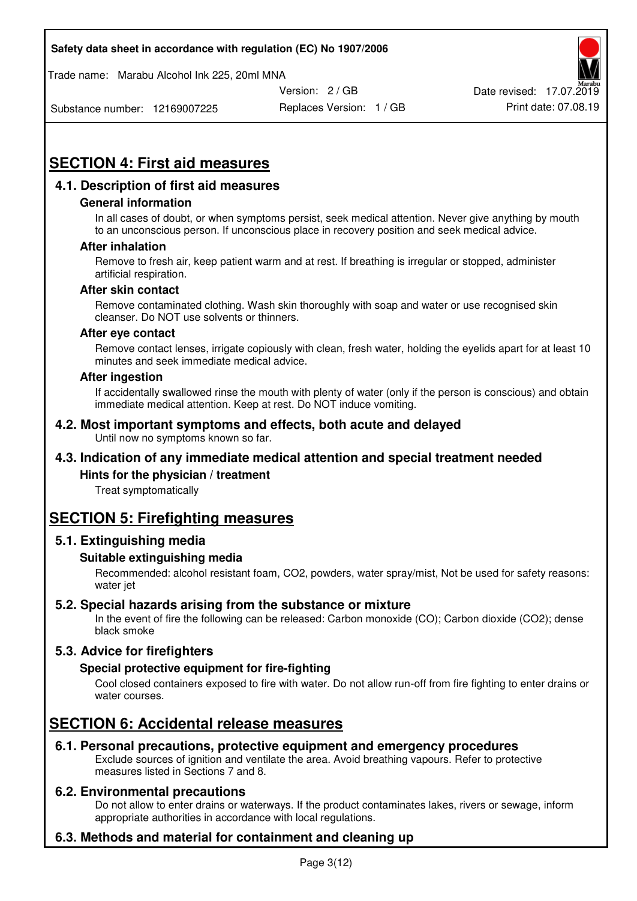# SECTION 4: First aid measures

## 4.1. Description of first aid measures

### General information

In all cases of doubt, or when symptoms persist, seek medical attention. Never give anything by mouth to an unconscious person. If unconscious place in recovery position and seek medical advice.

### After inhalation

Remove to fresh air, keep patient warm and at rest. If breathing is irregular or stopped, administer artificial respiration.

### After skin contact

Remove contaminated clothing. Wash skin thoroughly with soap and water or use recognised skin cleanser. Do NOT use solvents or thinners.

### After eye contact

Remove contact lenses, irrigate copiously with clean, fresh water, holding the eyelids apart for at least 10 minutes and seek immediate medical advice.

### After ingestion

If accidentally swallowed rinse the mouth with plenty of water (only if the person is conscious) and obtain immediate medical attention. Keep at rest. Do NOT induce vomiting.

## 4.2. Most important symptoms and effects, both acute and delayed

Until now no symptoms known so far.

## 4.3. Indication of any immediate medical attention and special treatment needed

### Hints for the physician / treatment

Treat symptomatically

# SECTION 5: Firefighting measures

## 5.1. Extinguishing media

### Suitable extinguishing media

Recommended: alcohol resistant foam, $CO_2$, powders, water spray/mist, Not be used for safety reasons: water jet

## 5.2. Special hazards arising from the substance or mixture

In the event of fire the following can be released: Carbon monoxide (CO); Carbon dioxide ($CO_2$); dense black smoke

## 5.3. Advice for firefighters

### Special protective equipment for fire-fighting

Cool closed containers exposed to fire with water. Do not allow run-off from fire fighting to enter drains or water courses.

# SECTION 6: Accidental release measures

## 6.1. Personal precautions, protective equipment and emergency procedures

Exclude sources of ignition and ventilate the area. Avoid breathing vapours. Refer to protective measures listed in Sections 7 and 8.

## 6.2. Environmental precautions

Do not allow to enter drains or waterways. If the product contaminates lakes, rivers or sewage, inform appropriate authorities in accordance with local regulations.

## 6.3. Methods and material for containment and cleaning up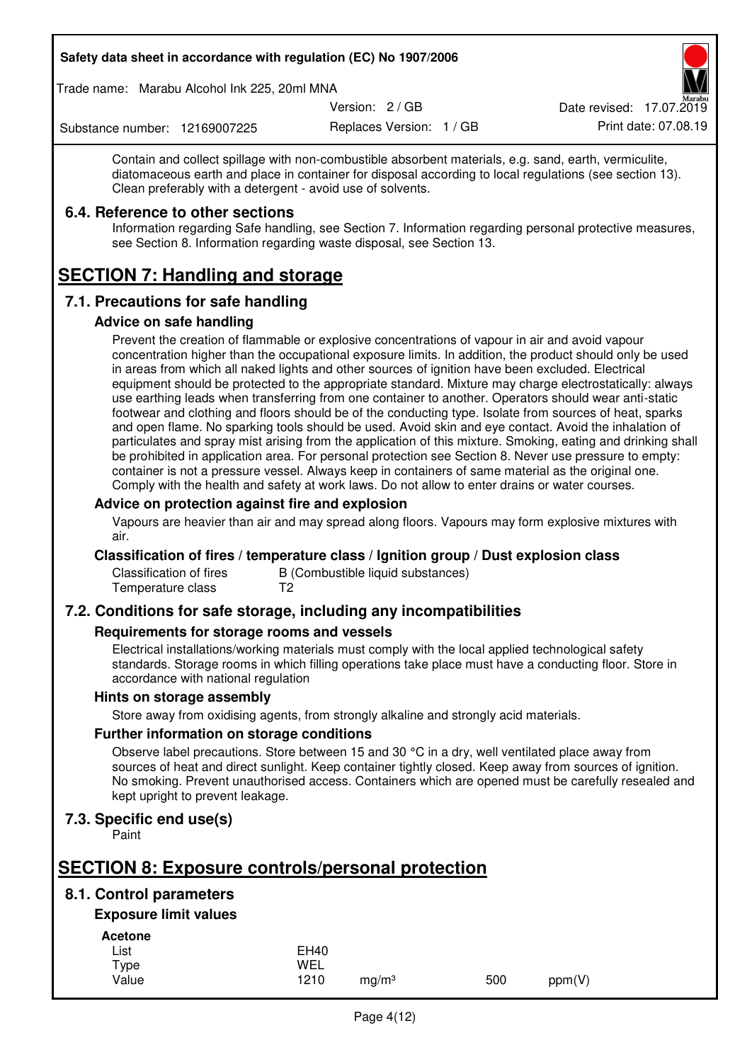Contain and collect spillage with non-combustible absorbent materials, e.g. sand, earth, vermiculite, diatomaceous earth and place in container for disposal according to local regulations (see section 13). Clean preferably with a detergent - avoid use of solvents.

### 6.4. Reference to other sections

Information regarding Safe handling, see Section 7. Information regarding personal protective measures, see Section 8. Information regarding waste disposal, see Section 13.

# SECTION 7: Handling and storage

## 7.1. Precautions for safe handling

### Advice on safe handling

Prevent the creation of flammable or explosive concentrations of vapour in air and avoid vapour concentration higher than the occupational exposure limits. In addition, the product should only be used in areas from which all naked lights and other sources of ignition have been excluded. Electrical equipment should be protected to the appropriate standard. Mixture may charge electrostatically: always use earthing leads when transferring from one container to another. Operators should wear anti-static footwear and clothing and floors should be of the conducting type. Isolate from sources of heat, sparks and open flame. No sparking tools should be used. Avoid skin and eye contact. Avoid the inhalation of particulates and spray mist arising from the application of this mixture. Smoking, eating and drinking shall be prohibited in application area. For personal protection see Section 8. Never use pressure to empty: container is not a pressure vessel. Always keep in containers of same material as the original one. Comply with the health and safety at work laws. Do not allow to enter drains or water courses.

### Advice on protection against fire and explosion

Vapours are heavier than air and may spread along floors. Vapours may form explosive mixtures with air.

### Classification of fires / temperature class / Ignition group / Dust explosion class

| | |
|---|---|
| Classification of fires | B (Combustible liquid substances) |
| Temperature class | T2 |

## 7.2. Conditions for safe storage, including any incompatibilities

### Requirements for storage rooms and vessels

Electrical installations/working materials must comply with the local applied technological safety standards. Storage rooms in which filling operations take place must have a conducting floor. Store in accordance with national regulation

### Hints on storage assembly

Store away from oxidising agents, from strongly alkaline and strongly acid materials.

### Further information on storage conditions

Observe label precautions. Store between 15 and 30 °C in a dry, well ventilated place away from sources of heat and direct sunlight. Keep container tightly closed. Keep away from sources of ignition. No smoking. Prevent unauthorised access. Containers which are opened must be carefully resealed and kept upright to prevent leakage.

## 7.3. Specific end use(s)

Paint

# SECTION 8: Exposure controls/personal protection

## 8.1. Control parameters

### Exposure limit values

**Acetone**

| | | | | |
|---|---|---|---|---|
| List | EH40 | | | |
| Type | WEL | | | |
| Value | 1210 | mg/m³ | 500 | ppm(V) |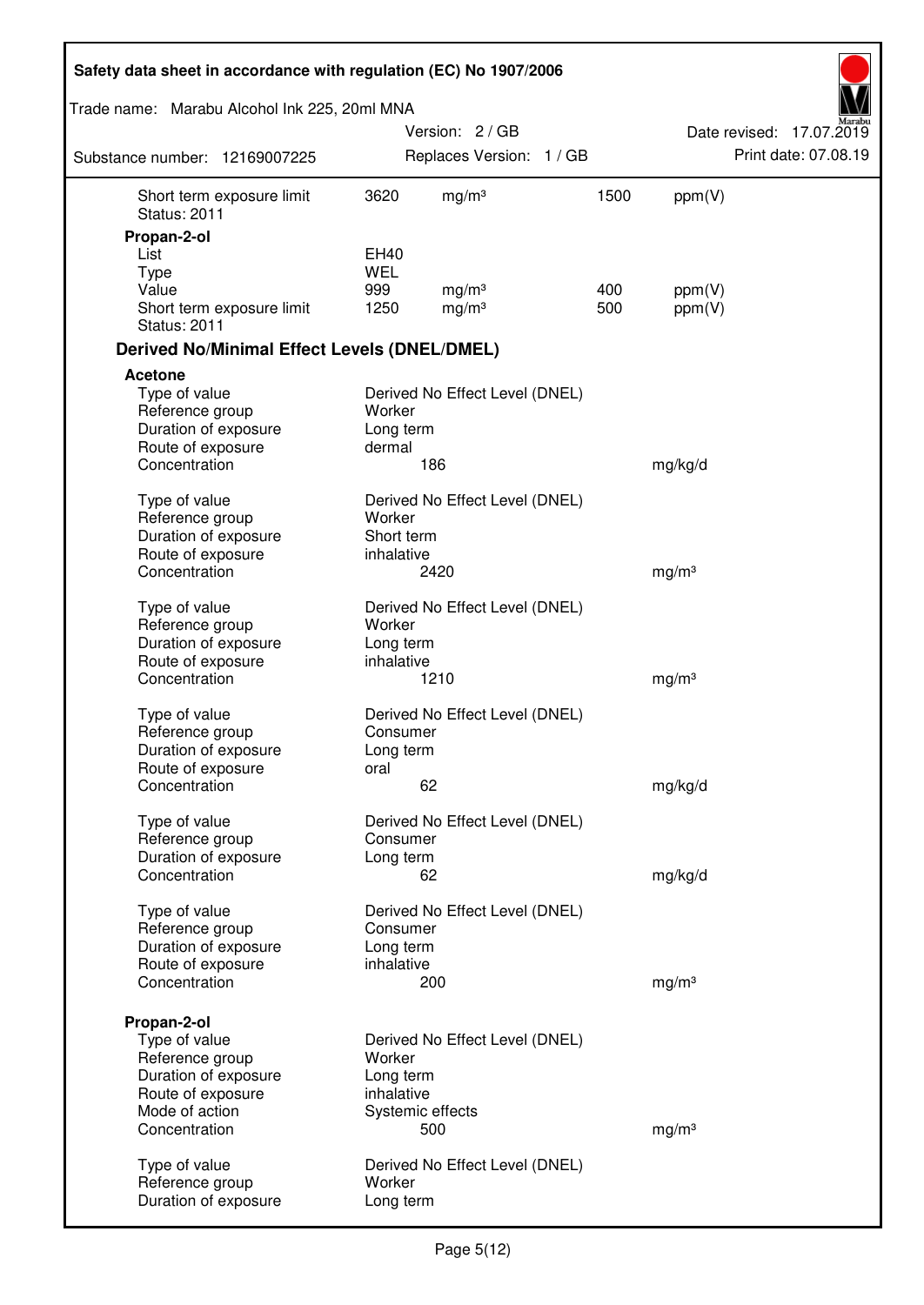| | | | | |
|---|---|---|---|---|
| Short term exposure limit | 3620 | mg/m³ | 1500 | ppm(V) |
| Status: 2011 | | | | |

**Propan-2-ol**

| | | | | |
|---|---|---|---|---|
| List | EH40 | | | |
| Type | WEL | | | |
| Value | 999 | mg/m³ | 400 | ppm(V) |
| Short term exposure limit | 1250 | mg/m³ | 500 | ppm(V) |
| Status: 2011 | | | | |

## Derived No/Minimal Effect Levels (DNEL/DMEL)

**Acetone**

| | | |
|---|---|---|
| Type of value | Derived No Effect Level (DNEL) | |
| Reference group | Worker | |
| Duration of exposure | Long term | |
| Route of exposure | dermal | |
| Concentration | 186 | mg/kg/d |

| | | |
|---|---|---|
| Type of value | Derived No Effect Level (DNEL) | |
| Reference group | Worker | |
| Duration of exposure | Short term | |
| Route of exposure | inhalative | |
| Concentration | 2420 | mg/m³ |

| | | |
|---|---|---|
| Type of value | Derived No Effect Level (DNEL) | |
| Reference group | Worker | |
| Duration of exposure | Long term | |
| Route of exposure | inhalative | |
| Concentration | 1210 | mg/m³ |

| | | |
|---|---|---|
| Type of value | Derived No Effect Level (DNEL) | |
| Reference group | Consumer | |
| Duration of exposure | Long term | |
| Route of exposure | oral | |
| Concentration | 62 | mg/kg/d |

| | | |
|---|---|---|
| Type of value | Derived No Effect Level (DNEL) | |
| Reference group | Consumer | |
| Duration of exposure | Long term | |
| Concentration | 62 | mg/kg/d |

| | | |
|---|---|---|
| Type of value | Derived No Effect Level (DNEL) | |
| Reference group | Consumer | |
| Duration of exposure | Long term | |
| Route of exposure | inhalative | |
| Concentration | 200 | mg/m³ |

**Propan-2-ol**

| | | |
|---|---|---|
| Type of value | Derived No Effect Level (DNEL) | |
| Reference group | Worker | |
| Duration of exposure | Long term | |
| Route of exposure | inhalative | |
| Mode of action | Systemic effects | |
| Concentration | 500 | mg/m³ |

| | | |
|---|---|---|
| Type of value | Derived No Effect Level (DNEL) | |
| Reference group | Worker | |
| Duration of exposure | Long term | |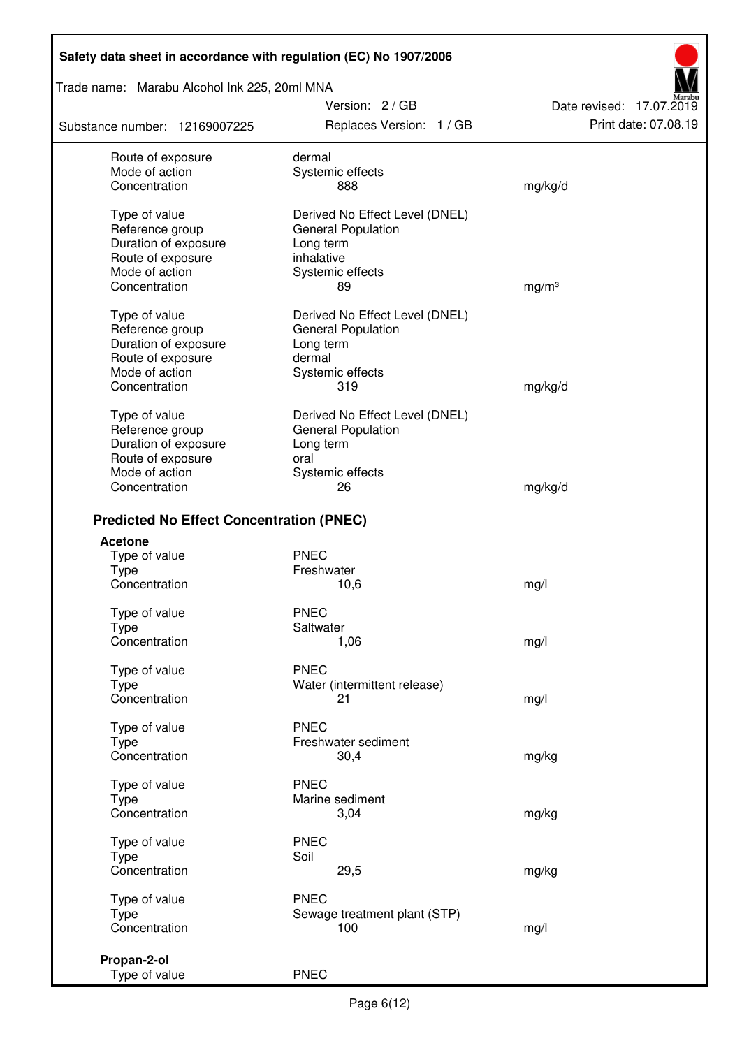| | | |
|---|---|---|
| Route of exposure | dermal | |
| Mode of action | Systemic effects | |
| Concentration | 888 | mg/kg/d |

| | | |
|---|---|---|
| Type of value | Derived No Effect Level (DNEL) | |
| Reference group | General Population | |
| Duration of exposure | Long term | |
| Route of exposure | inhalative | |
| Mode of action | Systemic effects | |
| Concentration | 89 | mg/m³ |

| | | |
|---|---|---|
| Type of value | Derived No Effect Level (DNEL) | |
| Reference group | General Population | |
| Duration of exposure | Long term | |
| Route of exposure | dermal | |
| Mode of action | Systemic effects | |
| Concentration | 319 | mg/kg/d |

| | | |
|---|---|---|
| Type of value | Derived No Effect Level (DNEL) | |
| Reference group | General Population | |
| Duration of exposure | Long term | |
| Route of exposure | oral | |
| Mode of action | Systemic effects | |
| Concentration | 26 | mg/kg/d |

## Predicted No Effect Concentration (PNEC)

**Acetone**

| | | |
|---|---|---|
| Type of value | PNEC | |
| Type | Freshwater | |
| Concentration | 10,6 | mg/l |

| | | |
|---|---|---|
| Type of value | PNEC | |
| Type | Saltwater | |
| Concentration | 1,06 | mg/l |

| | | |
|---|---|---|
| Type of value | PNEC | |
| Type | Water (intermittent release) | |
| Concentration | 21 | mg/l |

| | | |
|---|---|---|
| Type of value | PNEC | |
| Type | Freshwater sediment | |
| Concentration | 30,4 | mg/kg |

| | | |
|---|---|---|
| Type of value | PNEC | |
| Type | Marine sediment | |
| Concentration | 3,04 | mg/kg |

| | | |
|---|---|---|
| Type of value | PNEC | |
| Type | Soil | |
| Concentration | 29,5 | mg/kg |

| | | |
|---|---|---|
| Type of value | PNEC | |
| Type | Sewage treatment plant (STP) | |
| Concentration | 100 | mg/l |

**Propan-2-ol**

| | |
|---|---|
| Type of value | PNEC |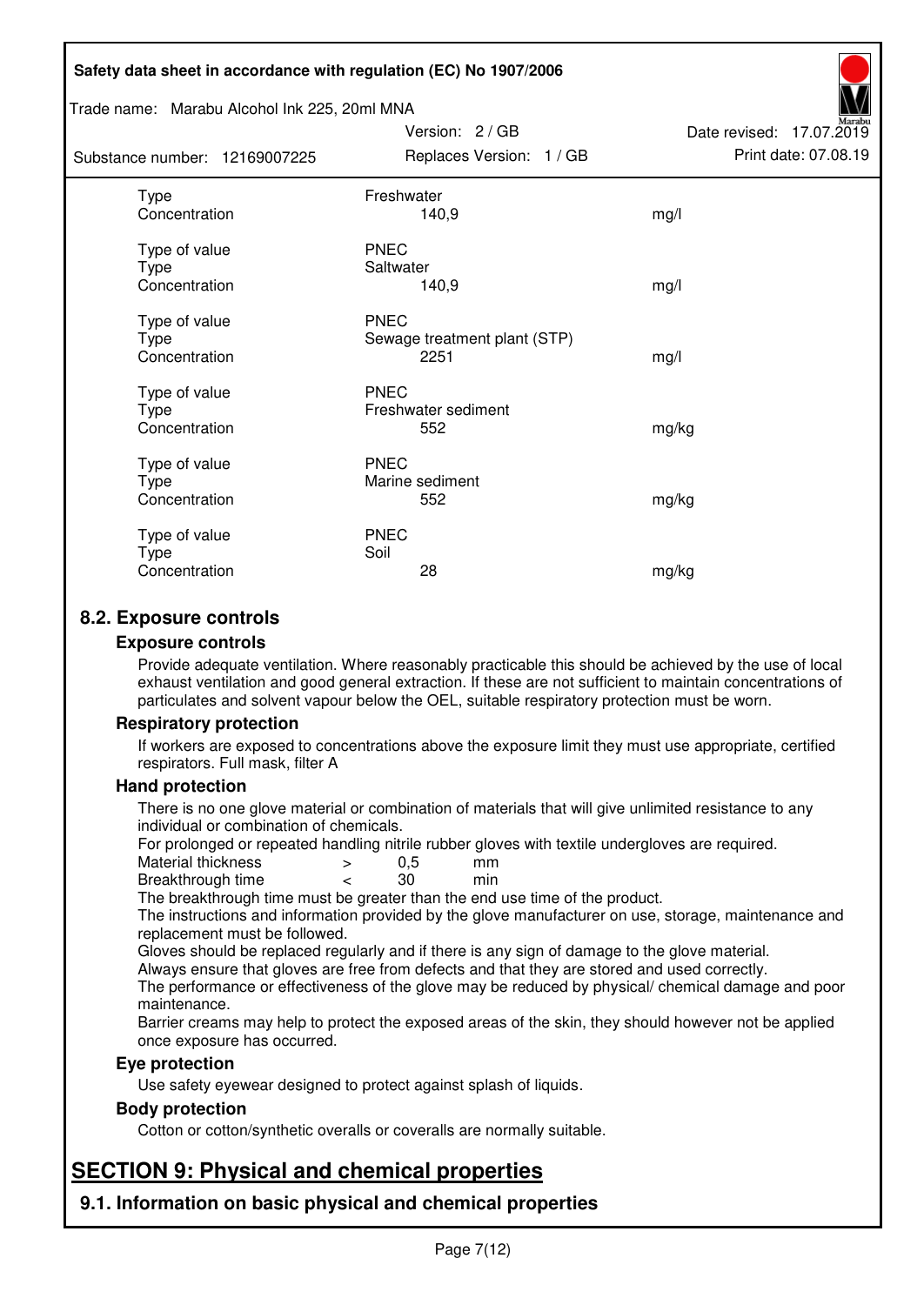| | | |
|---|---|---|
| Type | Freshwater | |
| Concentration | 140,9 | mg/l |
| | | |
| Type of value | PNEC | |
| Type | Saltwater | |
| Concentration | 140,9 | mg/l |
| | | |
| Type of value | PNEC | |
| Type | Sewage treatment plant (STP) | |
| Concentration | 2251 | mg/l |
| | | |
| Type of value | PNEC | |
| Type | Freshwater sediment | |
| Concentration | 552 | mg/kg |
| | | |
| Type of value | PNEC | |
| Type | Marine sediment | |
| Concentration | 552 | mg/kg |
| | | |
| Type of value | PNEC | |
| Type | Soil | |
| Concentration | 28 | mg/kg |

## 8.2. Exposure controls

### Exposure controls

Provide adequate ventilation. Where reasonably practicable this should be achieved by the use of local exhaust ventilation and good general extraction. If these are not sufficient to maintain concentrations of particulates and solvent vapour below the OEL, suitable respiratory protection must be worn.

### Respiratory protection

If workers are exposed to concentrations above the exposure limit they must use appropriate, certified respirators. Full mask, filter A

### Hand protection

There is no one glove material or combination of materials that will give unlimited resistance to any individual or combination of chemicals.

For prolonged or repeated handling nitrile rubber gloves with textile undergloves are required.

| | | | |
|---|---|---|---|
| Material thickness | > | 0,5 | mm |
| Breakthrough time | < | 30 | min |

The breakthrough time must be greater than the end use time of the product.

The instructions and information provided by the glove manufacturer on use, storage, maintenance and replacement must be followed.

Gloves should be replaced regularly and if there is any sign of damage to the glove material.

Always ensure that gloves are free from defects and that they are stored and used correctly.

The performance or effectiveness of the glove may be reduced by physical/ chemical damage and poor maintenance.

Barrier creams may help to protect the exposed areas of the skin, they should however not be applied once exposure has occurred.

### Eye protection

Use safety eyewear designed to protect against splash of liquids.

### Body protection

Cotton or cotton/synthetic overalls or coveralls are normally suitable.

# SECTION 9: Physical and chemical properties

## 9.1. Information on basic physical and chemical properties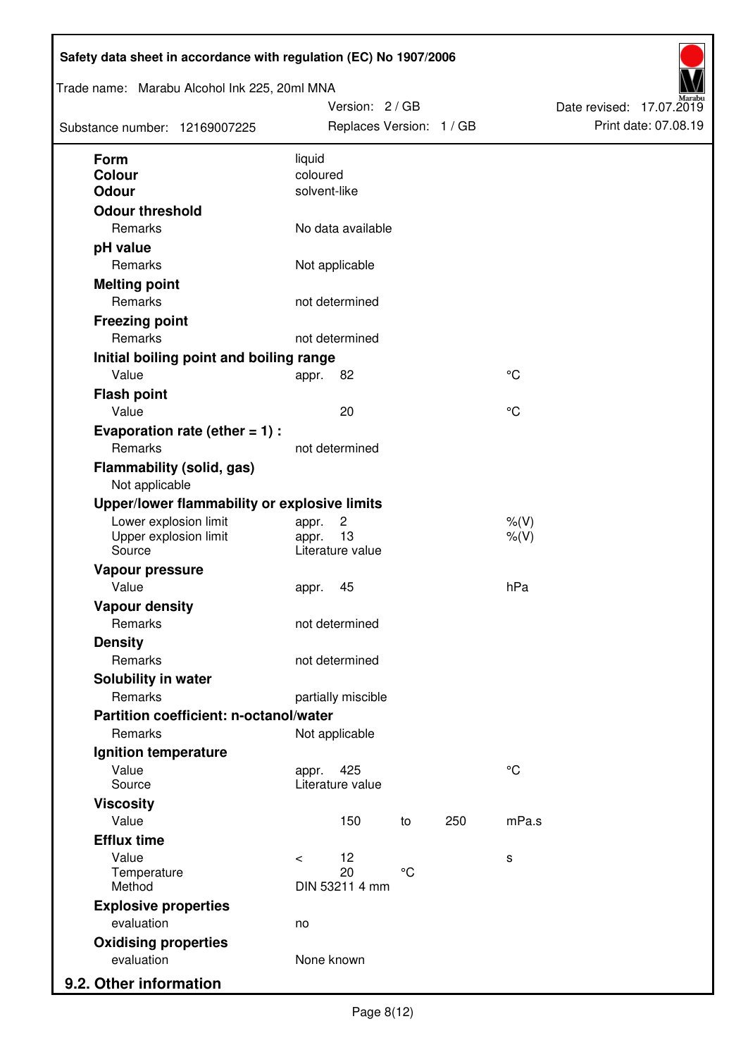| | | | | | |
|---|---|---|---|---|---|
| **Form** | liquid | | | | |
| **Colour** | coloured | | | | |
| **Odour** | solvent-like | | | | |
| **Odour threshold** | | | | | |
| Remarks | No data available | | | | |
| **pH value** | | | | | |
| Remarks | Not applicable | | | | |
| **Melting point** | | | | | |
| Remarks | not determined | | | | |
| **Freezing point** | | | | | |
| Remarks | not determined | | | | |
| **Initial boiling point and boiling range** | | | | | |
| Value | appr. | 82 | | | °C |
| **Flash point** | | | | | |
| Value | | 20 | | | °C |
| **Evaporation rate (ether = 1) :** | | | | | |
| Remarks | not determined | | | | |
| **Flammability (solid, gas)** | | | | | |
| Not applicable | | | | | |
| **Upper/lower flammability or explosive limits** | | | | | |
| Lower explosion limit | appr. | 2 | | | %(V) |
| Upper explosion limit | appr. | 13 | | | %(V) |
| Source | Literature value | | | | |
| **Vapour pressure** | | | | | |
| Value | appr. | 45 | | | hPa |
| **Vapour density** | | | | | |
| Remarks | not determined | | | | |
| **Density** | | | | | |
| Remarks | not determined | | | | |
| **Solubility in water** | | | | | |
| Remarks | partially miscible | | | | |
| **Partition coefficient: n-octanol/water** | | | | | |
| Remarks | Not applicable | | | | |
| **Ignition temperature** | | | | | |
| Value | appr. | 425 | | | °C |
| Source | Literature value | | | | |
| **Viscosity** | | | | | |
| Value | | 150 | to | 250 | mPa.s |
| **Efflux time** | | | | | |
| Value | < | 12 | | | s |
| Temperature | | 20 | °C | | |
| Method | DIN 53211 4 mm | | | | |
| **Explosive properties** | | | | | |
| evaluation | no | | | | |
| **Oxidising properties** | | | | | |
| evaluation | None known | | | | |

## 9.2. Other information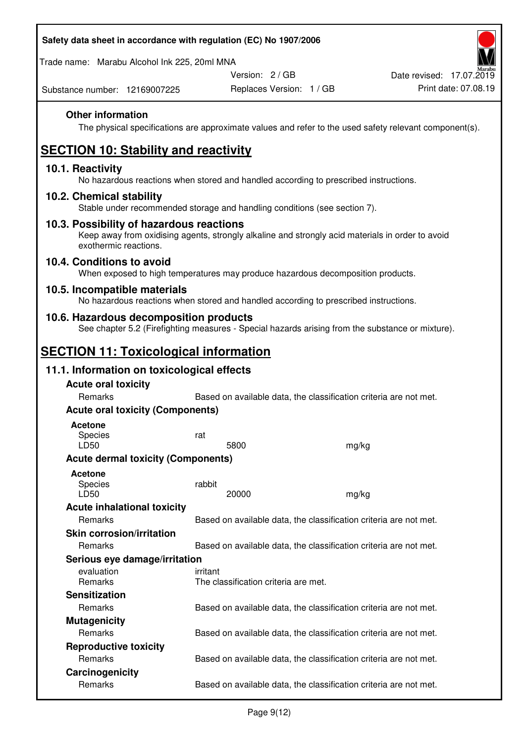**Other information**

The physical specifications are approximate values and refer to the used safety relevant component(s).

# SECTION 10: Stability and reactivity

## 10.1. Reactivity

No hazardous reactions when stored and handled according to prescribed instructions.

## 10.2. Chemical stability

Stable under recommended storage and handling conditions (see section 7).

## 10.3. Possibility of hazardous reactions

Keep away from oxidising agents, strongly alkaline and strongly acid materials in order to avoid exothermic reactions.

## 10.4. Conditions to avoid

When exposed to high temperatures may produce hazardous decomposition products.

## 10.5. Incompatible materials

No hazardous reactions when stored and handled according to prescribed instructions.

## 10.6. Hazardous decomposition products

See chapter 5.2 (Firefighting measures - Special hazards arising from the substance or mixture).

# SECTION 11: Toxicological information

## 11.1. Information on toxicological effects

**Acute oral toxicity**

| | | |
|---|---|---|
| Remarks | Based on available data, the classification criteria are not met. | |

**Acute oral toxicity (Components)**

**Acetone**

| | | |
|---|---|---|
| Species | rat | |
| LD50 | 5800 | mg/kg |

**Acute dermal toxicity (Components)**

**Acetone**

| | | |
|---|---|---|
| Species | rabbit | |
| LD50 | 20000 | mg/kg |

**Acute inhalational toxicity**

| | |
|---|---|
| Remarks | Based on available data, the classification criteria are not met. |

**Skin corrosion/irritation**

| | |
|---|---|
| Remarks | Based on available data, the classification criteria are not met. |

**Serious eye damage/irritation**

| | |
|---|---|
| evaluation | irritant |
| Remarks | The classification criteria are met. |

**Sensitization**

| | |
|---|---|
| Remarks | Based on available data, the classification criteria are not met. |

**Mutagenicity**

| | |
|---|---|
| Remarks | Based on available data, the classification criteria are not met. |

**Reproductive toxicity**

| | |
|---|---|
| Remarks | Based on available data, the classification criteria are not met. |

**Carcinogenicity**

| | |
|---|---|
| Remarks | Based on available data, the classification criteria are not met. |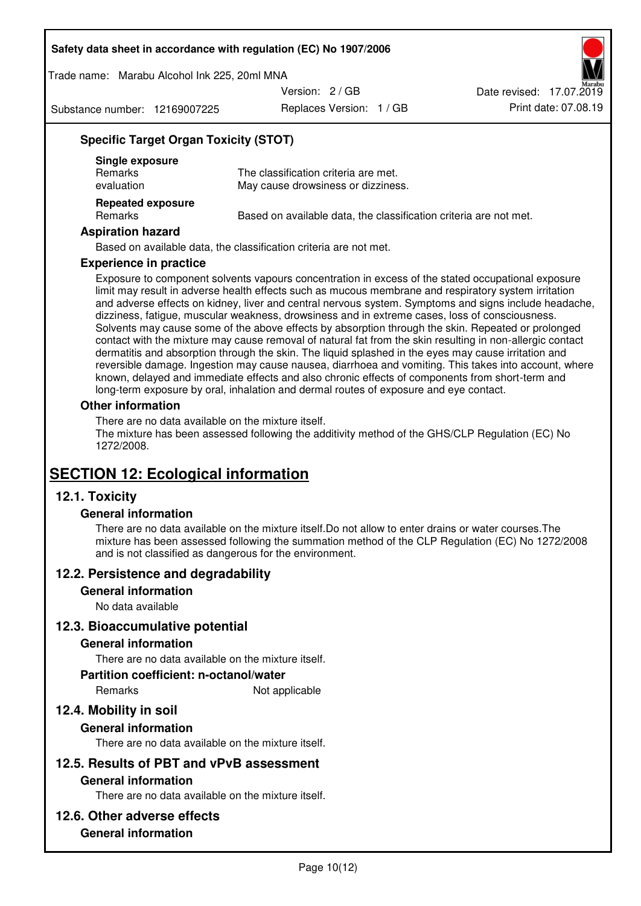### Specific Target Organ Toxicity (STOT)

**Single exposure**

| | |
|---|---|
| Remarks | The classification criteria are met. |
| evaluation | May cause drowsiness or dizziness. |

**Repeated exposure**

| | |
|---|---|
| Remarks | Based on available data, the classification criteria are not met. |

### Aspiration hazard

Based on available data, the classification criteria are not met.

### Experience in practice

Exposure to component solvents vapours concentration in excess of the stated occupational exposure limit may result in adverse health effects such as mucous membrane and respiratory system irritation and adverse effects on kidney, liver and central nervous system. Symptoms and signs include headache, dizziness, fatigue, muscular weakness, drowsiness and in extreme cases, loss of consciousness. Solvents may cause some of the above effects by absorption through the skin. Repeated or prolonged contact with the mixture may cause removal of natural fat from the skin resulting in non-allergic contact dermatitis and absorption through the skin. The liquid splashed in the eyes may cause irritation and reversible damage. Ingestion may cause nausea, diarrhoea and vomiting. This takes into account, where known, delayed and immediate effects and also chronic effects of components from short-term and long-term exposure by oral, inhalation and dermal routes of exposure and eye contact.

### Other information

There are no data available on the mixture itself.
The mixture has been assessed following the additivity method of the GHS/CLP Regulation (EC) No 1272/2008.

# SECTION 12: Ecological information

## 12.1. Toxicity

### General information

There are no data available on the mixture itself.Do not allow to enter drains or water courses.The mixture has been assessed following the summation method of the CLP Regulation (EC) No 1272/2008 and is not classified as dangerous for the environment.

## 12.2. Persistence and degradability

### General information

No data available

## 12.3. Bioaccumulative potential

### General information

There are no data available on the mixture itself.

### Partition coefficient: n-octanol/water

| | |
|---|---|
| Remarks | Not applicable |

## 12.4. Mobility in soil

### General information

There are no data available on the mixture itself.

## 12.5. Results of PBT and vPvB assessment

### General information

There are no data available on the mixture itself.

## 12.6. Other adverse effects

### General information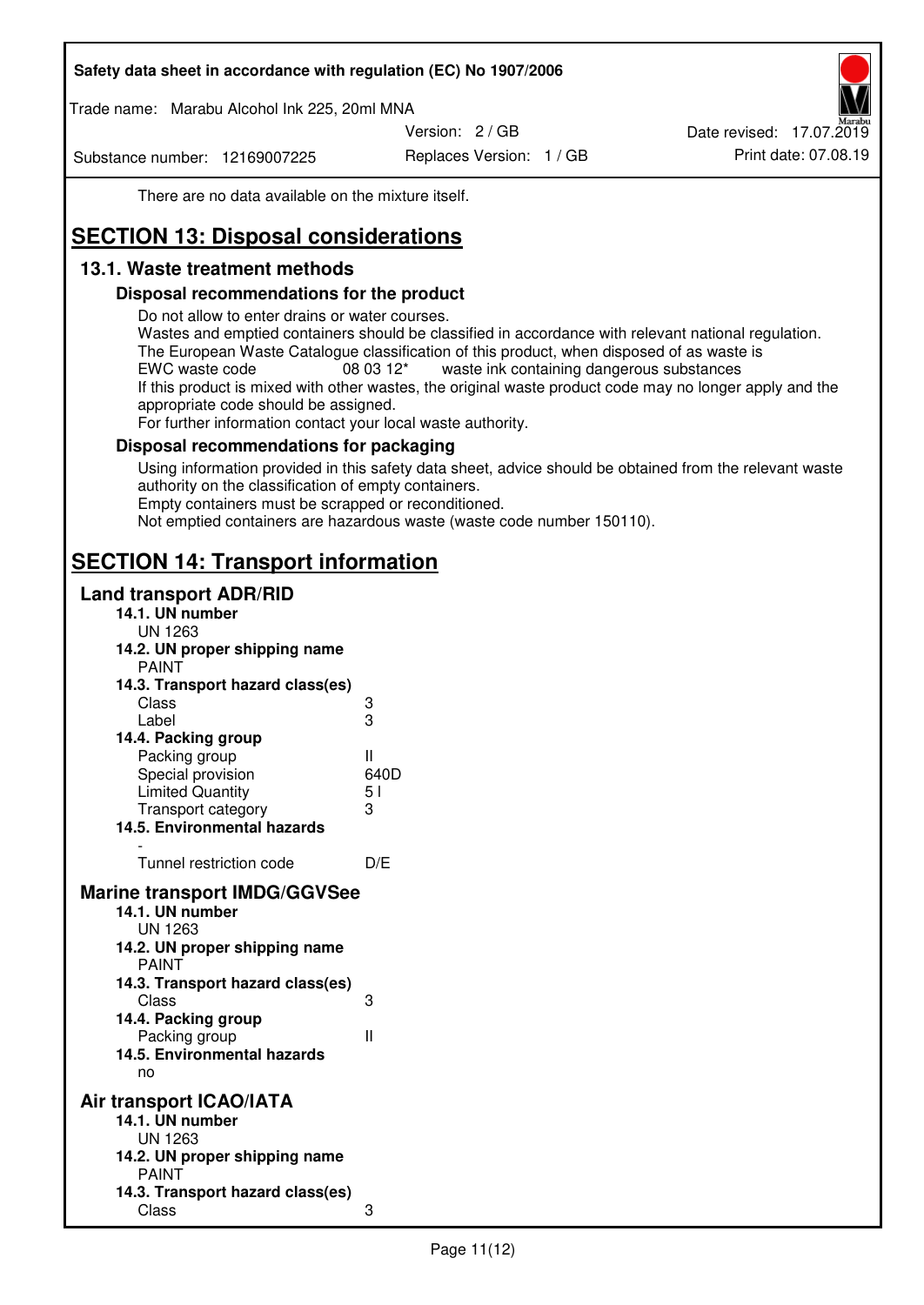There are no data available on the mixture itself.

# SECTION 13: Disposal considerations

## 13.1. Waste treatment methods

### Disposal recommendations for the product

Do not allow to enter drains or water courses.
Wastes and emptied containers should be classified in accordance with relevant national regulation.
The European Waste Catalogue classification of this product, when disposed of as waste is
EWC waste code    08 03 12*    waste ink containing dangerous substances
If this product is mixed with other wastes, the original waste product code may no longer apply and the appropriate code should be assigned.
For further information contact your local waste authority.

### Disposal recommendations for packaging

Using information provided in this safety data sheet, advice should be obtained from the relevant waste authority on the classification of empty containers.
Empty containers must be scrapped or reconditioned.
Not emptied containers are hazardous waste (waste code number 150110).

# SECTION 14: Transport information

## Land transport ADR/RID

**14.1. UN number**
UN 1263

**14.2. UN proper shipping name**
PAINT

**14.3. Transport hazard class(es)**

| | |
|---|---|
| Class | 3 |
| Label | 3 |

**14.4. Packing group**

| | |
|---|---|
| Packing group | II |
| Special provision | 640D |
| Limited Quantity | 5 l |
| Transport category | 3 |

**14.5. Environmental hazards**
-

| | |
|---|---|
| Tunnel restriction code | D/E |

## Marine transport IMDG/GGVSee

**14.1. UN number**
UN 1263

**14.2. UN proper shipping name**
PAINT

**14.3. Transport hazard class(es)**

| | |
|---|---|
| Class | 3 |

**14.4. Packing group**

| | |
|---|---|
| Packing group | II |

**14.5. Environmental hazards**
no

## Air transport ICAO/IATA

**14.1. UN number**
UN 1263

**14.2. UN proper shipping name**
PAINT

**14.3. Transport hazard class(es)**

| | |
|---|---|
| Class | 3 |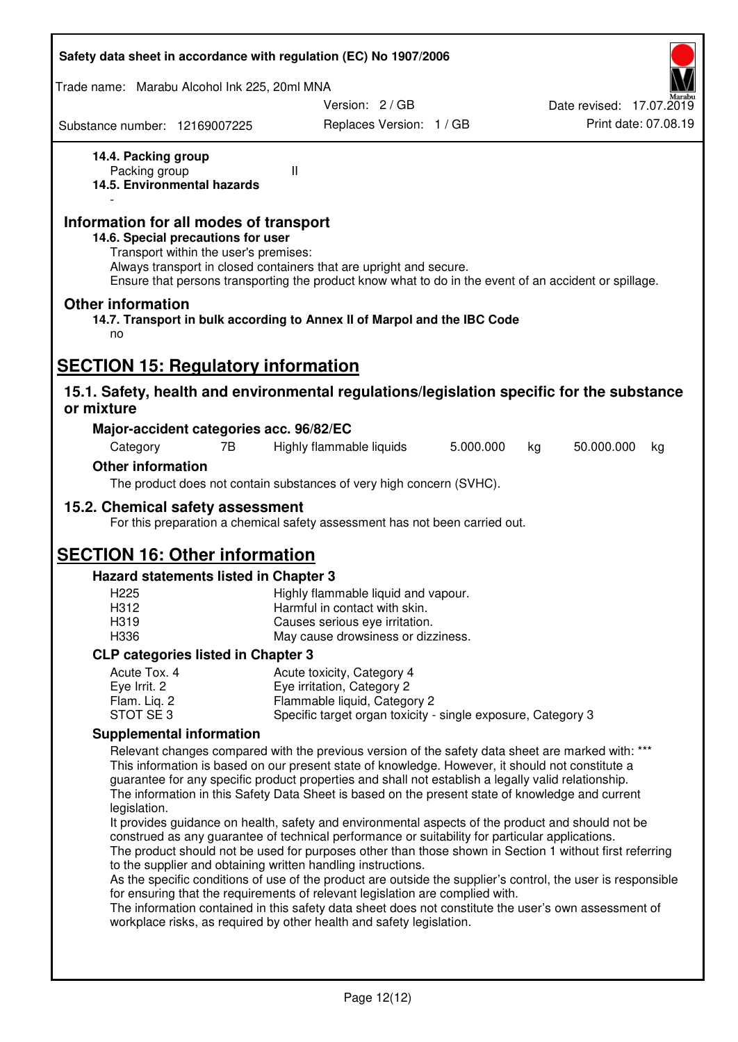**14.4. Packing group**

Packing group II

**14.5. Environmental hazards**

-

## Information for all modes of transport

**14.6. Special precautions for user**

Transport within the user's premises:
Always transport in closed containers that are upright and secure.
Ensure that persons transporting the product know what to do in the event of an accident or spillage.

## Other information

**14.7. Transport in bulk according to Annex II of Marpol and the IBC Code**

no

# SECTION 15: Regulatory information

## 15.1. Safety, health and environmental regulations/legislation specific for the substance or mixture

### Major-accident categories acc. 96/82/EC

| | | | | | | |
|---|---|---|---|---|---|---|
| Category | 7B | Highly flammable liquids | 5.000.000 | kg | 50.000.000 | kg |

### Other information

The product does not contain substances of very high concern (SVHC).

## 15.2. Chemical safety assessment

For this preparation a chemical safety assessment has not been carried out.

# SECTION 16: Other information

### Hazard statements listed in Chapter 3

| | |
|---|---|
| H225 | Highly flammable liquid and vapour. |
| H312 | Harmful in contact with skin. |
| H319 | Causes serious eye irritation. |
| H336 | May cause drowsiness or dizziness. |

### CLP categories listed in Chapter 3

| | |
|---|---|
| Acute Tox. 4 | Acute toxicity, Category 4 |
| Eye Irrit. 2 | Eye irritation, Category 2 |
| Flam. Liq. 2 | Flammable liquid, Category 2 |
| STOT SE 3 | Specific target organ toxicity - single exposure, Category 3 |

### Supplemental information

Relevant changes compared with the previous version of the safety data sheet are marked with: ***
This information is based on our present state of knowledge. However, it should not constitute a guarantee for any specific product properties and shall not establish a legally valid relationship.
The information in this Safety Data Sheet is based on the present state of knowledge and current legislation.
It provides guidance on health, safety and environmental aspects of the product and should not be construed as any guarantee of technical performance or suitability for particular applications.
The product should not be used for purposes other than those shown in Section 1 without first referring to the supplier and obtaining written handling instructions.
As the specific conditions of use of the product are outside the supplier's control, the user is responsible for ensuring that the requirements of relevant legislation are complied with.
The information contained in this safety data sheet does not constitute the user's own assessment of workplace risks, as required by other health and safety legislation.